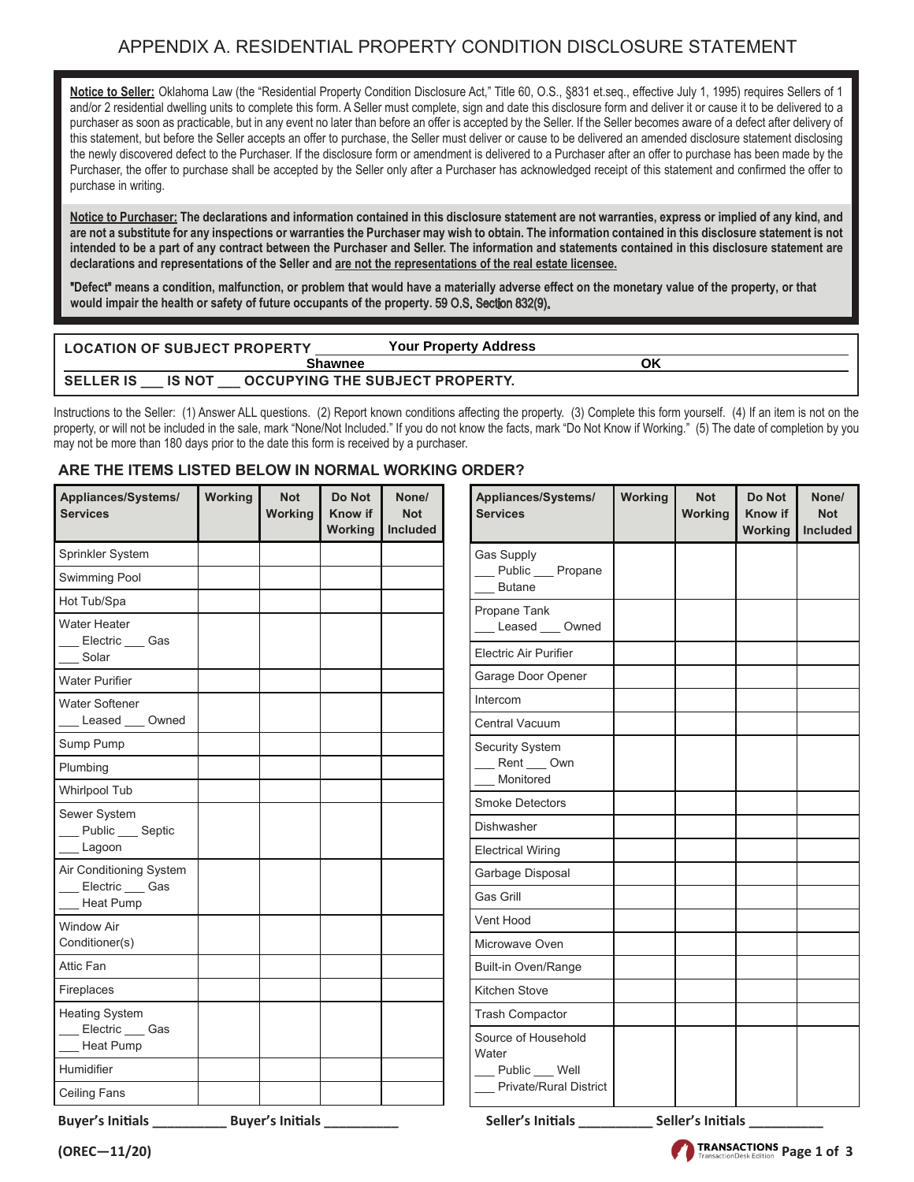# APPENDIX A. RESIDENTIAL PROPERTY CONDITION DISCLOSURE STATEMENT

**Notice to Seller:** Oklahoma Law (the "Residential Property Condition Disclosure Act," Title 60, O.S., §831 et.seq., effective July 1, 1995) requires Sellers of 1 and/or 2 residential dwelling units to complete this form. A Seller must complete, sign and date this disclosure form and deliver it or cause it to be delivered to a purchaser as soon as practicable, but in any event no later than before an offer is accepted by the Seller. If the Seller becomes aware of a defect after delivery of this statement, but before the Seller accepts an offer to purchase, the Seller must deliver or cause to be delivered an amended disclosure statement disclosing the newly discovered defect to the Purchaser. If the disclosure form or amendment is delivered to a Purchaser after an offer to purchase has been made by the Purchaser, the offer to purchase shall be accepted by the Seller only after a Purchaser has acknowledged receipt of this statement and confirmed the offer to purchase in writing.

**Notice to Purchaser: The declarations and information contained in this disclosure statement are not warranties, express or implied of any kind, and are not a substitute for any inspections or warranties the Purchaser may wish to obtain. The information contained in this disclosure statement is not intended to be a part of any contract between the Purchaser and Seller. The information and statements contained in this disclosure statement are declarations and representations of the Seller and are not the representations of the real estate licensee.**

**"Defect" means a condition, malfunction, or problem that would have a materially adverse effect on the monetary value of the property, or that would impair the health or safety of future occupants of the property.** 59 O.S. Section 832(9).

**LOCATION OF SUBJECT PROPERTY** **Your Property Address**
**Shawnee** **OK**

**SELLER IS ___ IS NOT ___ OCCUPYING THE SUBJECT PROPERTY.**

Instructions to the Seller: (1) Answer ALL questions. (2) Report known conditions affecting the property. (3) Complete this form yourself. (4) If an item is not on the property, or will not be included in the sale, mark "None/Not Included." If you do not know the facts, mark "Do Not Know if Working." (5) The date of completion by you may not be more than 180 days prior to the date this form is received by a purchaser.

## ARE THE ITEMS LISTED BELOW IN NORMAL WORKING ORDER?

| Appliances/Systems/ Services | Working | Not Working | Do Not Know if Working | None/ Not Included |
|---|---|---|---|---|
| Sprinkler System | | | | |
| Swimming Pool | | | | |
| Hot Tub/Spa | | | | |
| Water Heater ___ Electric ___ Gas ___ Solar | | | | |
| Water Purifier | | | | |
| Water Softener ___ Leased ___ Owned | | | | |
| Sump Pump | | | | |
| Plumbing | | | | |
| Whirlpool Tub | | | | |
| Sewer System ___ Public ___ Septic ___ Lagoon | | | | |
| Air Conditioning System ___ Electric ___ Gas ___ Heat Pump | | | | |
| Window Air Conditioner(s) | | | | |
| Attic Fan | | | | |
| Fireplaces | | | | |
| Heating System ___ Electric ___ Gas ___ Heat Pump | | | | |
| Humidifier | | | | |
| Ceiling Fans | | | | |
| Gas Supply ___ Public ___ Propane ___ Butane | | | | |
| Propane Tank ___ Leased ___ Owned | | | | |
| Electric Air Purifier | | | | |
| Garage Door Opener | | | | |
| Intercom | | | | |
| Central Vacuum | | | | |
| Security System ___ Rent ___ Own ___ Monitored | | | | |
| Smoke Detectors | | | | |
| Dishwasher | | | | |
| Electrical Wiring | | | | |
| Garbage Disposal | | | | |
| Gas Grill | | | | |
| Vent Hood | | | | |
| Microwave Oven | | | | |
| Built-in Oven/Range | | | | |
| Kitchen Stove | | | | |
| Trash Compactor | | | | |
| Source of Household Water ___ Public ___ Well ___ Private/Rural District | | | | |

**Buyer's Initials __________ Buyer's Initials __________** **Seller's Initials __________ Seller's Initials __________**

**(OREC—11/20)**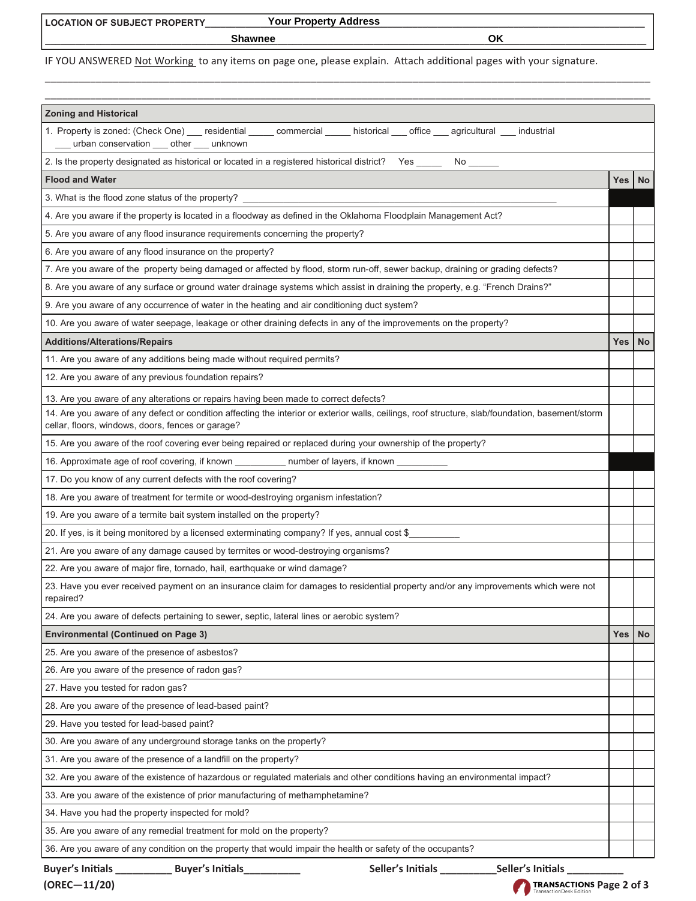| LOCATION OF SUBJECT PROPERTY | Your Property Address | |
|---|---|---|
| | Shawnee | OK |

IF YOU ANSWERED Not Working to any items on page one, please explain. Attach additional pages with your signature.

\_\_\_\_\_\_\_\_\_\_\_\_\_\_\_\_\_\_\_\_\_\_\_\_\_\_\_\_\_\_\_\_\_\_\_\_\_\_\_\_\_\_\_\_\_\_\_\_\_\_\_\_\_\_\_\_\_\_\_\_\_\_\_\_\_\_\_\_\_\_\_\_\_\_\_\_\_\_

\_\_\_\_\_\_\_\_\_\_\_\_\_\_\_\_\_\_\_\_\_\_\_\_\_\_\_\_\_\_\_\_\_\_\_\_\_\_\_\_\_\_\_\_\_\_\_\_\_\_\_\_\_\_\_\_\_\_\_\_\_\_\_\_\_\_\_\_\_\_\_\_\_\_\_\_\_\_

| Zoning and Historical | | |
|---|---|---|
| 1. Property is zoned: (Check One) ___ residential _____ commercial _____ historical ___ office ___ agricultural ___ industrial ___ urban conservation ___ other ___ unknown | | |
| 2. Is the property designated as historical or located in a registered historical district? Yes _____ No ______ | | |
| **Flood and Water** | **Yes** | **No** |
| 3. What is the flood zone status of the property? ______________________________ | | |
| 4. Are you aware if the property is located in a floodway as defined in the Oklahoma Floodplain Management Act? | | |
| 5. Are you aware of any flood insurance requirements concerning the property? | | |
| 6. Are you aware of any flood insurance on the property? | | |
| 7. Are you aware of the property being damaged or affected by flood, storm run-off, sewer backup, draining or grading defects? | | |
| 8. Are you aware of any surface or ground water drainage systems which assist in draining the property, e.g. "French Drains?" | | |
| 9. Are you aware of any occurrence of water in the heating and air conditioning duct system? | | |
| 10. Are you aware of water seepage, leakage or other draining defects in any of the improvements on the property? | | |
| **Additions/Alterations/Repairs** | **Yes** | **No** |
| 11. Are you aware of any additions being made without required permits? | | |
| 12. Are you aware of any previous foundation repairs? | | |
| 13. Are you aware of any alterations or repairs having been made to correct defects? | | |
| 14. Are you aware of any defect or condition affecting the interior or exterior walls, ceilings, roof structure, slab/foundation, basement/storm cellar, floors, windows, doors, fences or garage? | | |
| 15. Are you aware of the roof covering ever being repaired or replaced during your ownership of the property? | | |
| 16. Approximate age of roof covering, if known __________ number of layers, if known __________ | | |
| 17. Do you know of any current defects with the roof covering? | | |
| 18. Are you aware of treatment for termite or wood-destroying organism infestation? | | |
| 19. Are you aware of a termite bait system installed on the property? | | |
| 20. If yes, is it being monitored by a licensed exterminating company? If yes, annual cost $__________ | | |
| 21. Are you aware of any damage caused by termites or wood-destroying organisms? | | |
| 22. Are you aware of major fire, tornado, hail, earthquake or wind damage? | | |
| 23. Have you ever received payment on an insurance claim for damages to residential property and/or any improvements which were not repaired? | | |
| 24. Are you aware of defects pertaining to sewer, septic, lateral lines or aerobic system? | | |
| **Environmental (Continued on Page 3)** | **Yes** | **No** |
| 25. Are you aware of the presence of asbestos? | | |
| 26. Are you aware of the presence of radon gas? | | |
| 27. Have you tested for radon gas? | | |
| 28. Are you aware of the presence of lead-based paint? | | |
| 29. Have you tested for lead-based paint? | | |
| 30. Are you aware of any underground storage tanks on the property? | | |
| 31. Are you aware of the presence of a landfill on the property? | | |
| 32. Are you aware of the existence of hazardous or regulated materials and other conditions having an environmental impact? | | |
| 33. Are you aware of the existence of prior manufacturing of methamphetamine? | | |
| 34. Have you had the property inspected for mold? | | |
| 35. Are you aware of any remedial treatment for mold on the property? | | |
| 36. Are you aware of any condition on the property that would impair the health or safety of the occupants? | | |

**Buyer's Initials __________ Buyer's Initials__________ Seller's Initials __________Seller's Initials __________**

**(OREC—11/20)**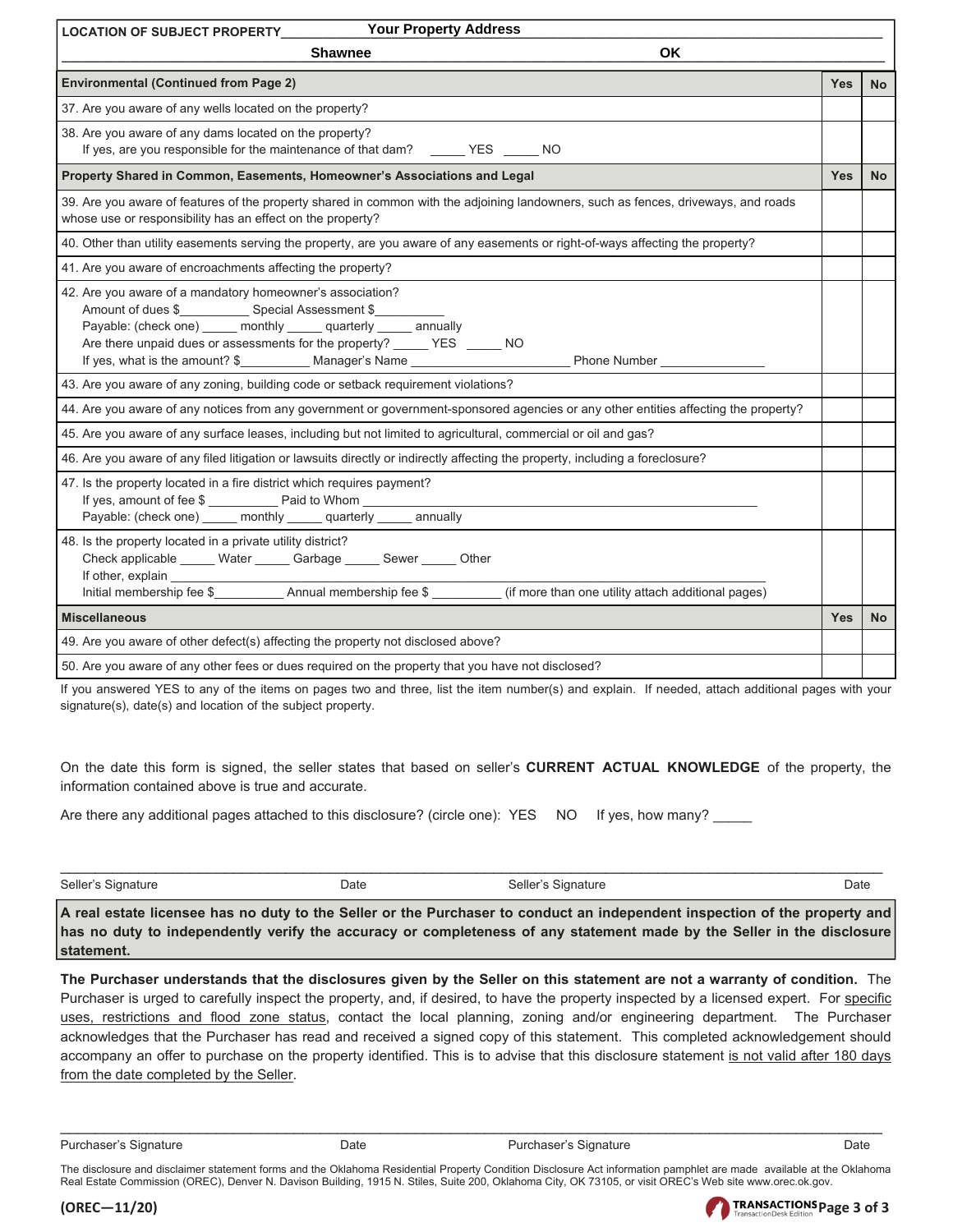LOCATION OF SUBJECT PROPERTY Your Property Address

Shawnee OK

| Environmental (Continued from Page 2) | Yes | No |
|---|---|---|
| 37. Are you aware of any wells located on the property? | | |
| 38. Are you aware of any dams located on the property?<br>If yes, are you responsible for the maintenance of that dam? _____ YES _____ NO | | |
| **Property Shared in Common, Easements, Homeowner's Associations and Legal** | **Yes** | **No** |
| 39. Are you aware of features of the property shared in common with the adjoining landowners, such as fences, driveways, and roads whose use or responsibility has an effect on the property? | | |
| 40. Other than utility easements serving the property, are you aware of any easements or right-of-ways affecting the property? | | |
| 41. Are you aware of encroachments affecting the property? | | |
| 42. Are you aware of a mandatory homeowner's association?<br>Amount of dues $__________ Special Assessment $__________<br>Payable: (check one) _____ monthly _____ quarterly _____ annually<br>Are there unpaid dues or assessments for the property? _____ YES _____ NO<br>If yes, what is the amount? $__________ Manager's Name ______________________ Phone Number _______________ | | |
| 43. Are you aware of any zoning, building code or setback requirement violations? | | |
| 44. Are you aware of any notices from any government or government-sponsored agencies or any other entities affecting the property? | | |
| 45. Are you aware of any surface leases, including but not limited to agricultural, commercial or oil and gas? | | |
| 46. Are you aware of any filed litigation or lawsuits directly or indirectly affecting the property, including a foreclosure? | | |
| 47. Is the property located in a fire district which requires payment?<br>If yes, amount of fee $ __________ Paid to Whom ____________________<br>Payable: (check one) _____ monthly _____ quarterly _____ annually | | |
| 48. Is the property located in a private utility district?<br>Check applicable _____ Water _____ Garbage _____ Sewer _____ Other<br>If other, explain ____________________<br>Initial membership fee $__________ Annual membership fee $ __________ (if more than one utility attach additional pages) | | |
| **Miscellaneous** | **Yes** | **No** |
| 49. Are you aware of other defect(s) affecting the property not disclosed above? | | |
| 50. Are you aware of any other fees or dues required on the property that you have not disclosed? | | |

If you answered YES to any of the items on pages two and three, list the item number(s) and explain. If needed, attach additional pages with your signature(s), date(s) and location of the subject property.

On the date this form is signed, the seller states that based on seller's **CURRENT ACTUAL KNOWLEDGE** of the property, the information contained above is true and accurate.

Are there any additional pages attached to this disclosure? (circle one): YES NO If yes, how many? _____

Seller's Signature Date Seller's Signature Date

**A real estate licensee has no duty to the Seller or the Purchaser to conduct an independent inspection of the property and has no duty to independently verify the accuracy or completeness of any statement made by the Seller in the disclosure statement.**

**The Purchaser understands that the disclosures given by the Seller on this statement are not a warranty of condition.** The Purchaser is urged to carefully inspect the property, and, if desired, to have the property inspected by a licensed expert. For specific uses, restrictions and flood zone status, contact the local planning, zoning and/or engineering department. The Purchaser acknowledges that the Purchaser has read and received a signed copy of this statement. This completed acknowledgement should accompany an offer to purchase on the property identified. This is to advise that this disclosure statement is not valid after 180 days from the date completed by the Seller.

Purchaser's Signature Date Purchaser's Signature Date

The disclosure and disclaimer statement forms and the Oklahoma Residential Property Condition Disclosure Act information pamphlet are made available at the Oklahoma Real Estate Commission (OREC), Denver N. Davison Building, 1915 N. Stiles, Suite 200, Oklahoma City, OK 73105, or visit OREC's Web site www.orec.ok.gov.

**(OREC—11/20)**